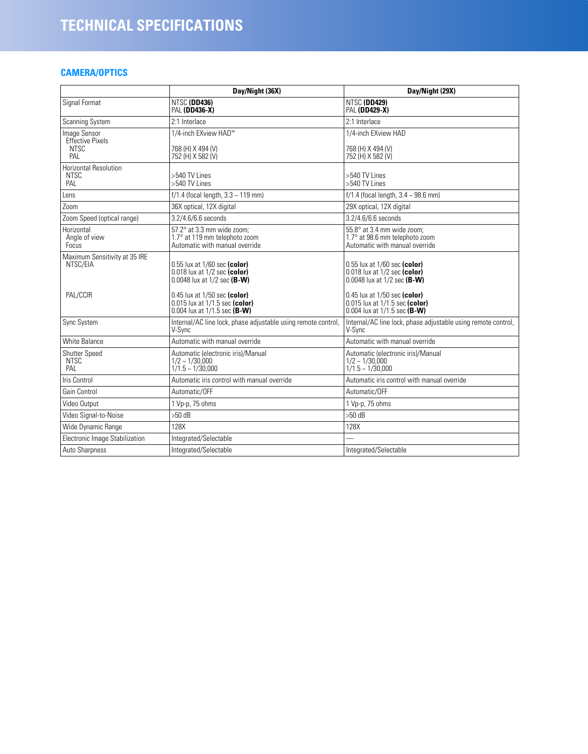# TECHNICAL SPECIFICATIONS

## CAMERA/OPTICS

| | Day/Night (36X) | Day/Night (29X) |
|---|---|---|
| Signal Format | NTSC **(DD436)**<br>PAL **(DD436-X)** | NTSC **(DD429)**<br>PAL **(DD429-X)** |
| Scanning System | 2:1 Interlace | 2:1 Interlace |
| Image Sensor<br>Effective Pixels<br>NTSC<br>PAL | 1/4-inch EXview HAD™<br><br>768 (H) X 494 (V)<br>752 (H) X 582 (V) | 1/4-inch EXview HAD<br><br>768 (H) X 494 (V)<br>752 (H) X 582 (V) |
| Horizontal Resolution<br>NTSC<br>PAL | <br>>540 TV Lines<br>>540 TV Lines | <br>>540 TV Lines<br>>540 TV Lines |
| Lens | f/1.4 (focal length, 3.3 ~ 119 mm) | f/1.4 (focal length, 3.4 ~ 98.6 mm) |
| Zoom | 36X optical, 12X digital | 29X optical, 12X digital |
| Zoom Speed (optical range) | 3.2/4.6/6.6 seconds | 3.2/4.6/6.6 seconds |
| Horizontal<br>Angle of view<br>Focus | 57.2° at 3.3 mm wide zoom;<br>1.7° at 119 mm telephoto zoom<br>Automatic with manual override | 55.8° at 3.4 mm wide zoom;<br>1.7° at 98.6 mm telephoto zoom<br>Automatic with manual override |
| Maximum Sensitivity at 35 IRE<br>NTSC/EIA<br><br><br><br>PAL/CCIR | <br>0.55 lux at 1/60 sec **(color)**<br>0.018 lux at 1/2 sec **(color)**<br>0.0048 lux at 1/2 sec **(B-W)**<br><br>0.45 lux at 1/50 sec **(color)**<br>0.015 lux at 1/1.5 sec **(color)**<br>0.004 lux at 1/1.5 sec **(B-W)** | <br>0.55 lux at 1/60 sec **(color)**<br>0.018 lux at 1/2 sec **(color)**<br>0.0048 lux at 1/2 sec **(B-W)**<br><br>0.45 lux at 1/50 sec **(color)**<br>0.015 lux at 1/1.5 sec **(color)**<br>0.004 lux at 1/1.5 sec **(B-W)** |
| Sync System | Internal/AC line lock, phase adjustable using remote control, V-Sync | Internal/AC line lock, phase adjustable using remote control, V-Sync |
| White Balance | Automatic with manual override | Automatic with manual override |
| Shutter Speed<br>NTSC<br>PAL | Automatic (electronic iris)/Manual<br>1/2 ~ 1/30,000<br>1/1.5 ~ 1/30,000 | Automatic (electronic iris)/Manual<br>1/2 ~ 1/30,000<br>1/1.5 ~ 1/30,000 |
| Iris Control | Automatic iris control with manual override | Automatic iris control with manual override |
| Gain Control | Automatic/OFF | Automatic/OFF |
| Video Output | 1 Vp-p, 75 ohms | 1 Vp-p, 75 ohms |
| Video Signal-to-Noise | >50 dB | >50 dB |
| Wide Dynamic Range | 128X | 128X |
| Electronic Image Stabilization | Integrated/Selectable | — |
| Auto Sharpness | Integrated/Selectable | Integrated/Selectable |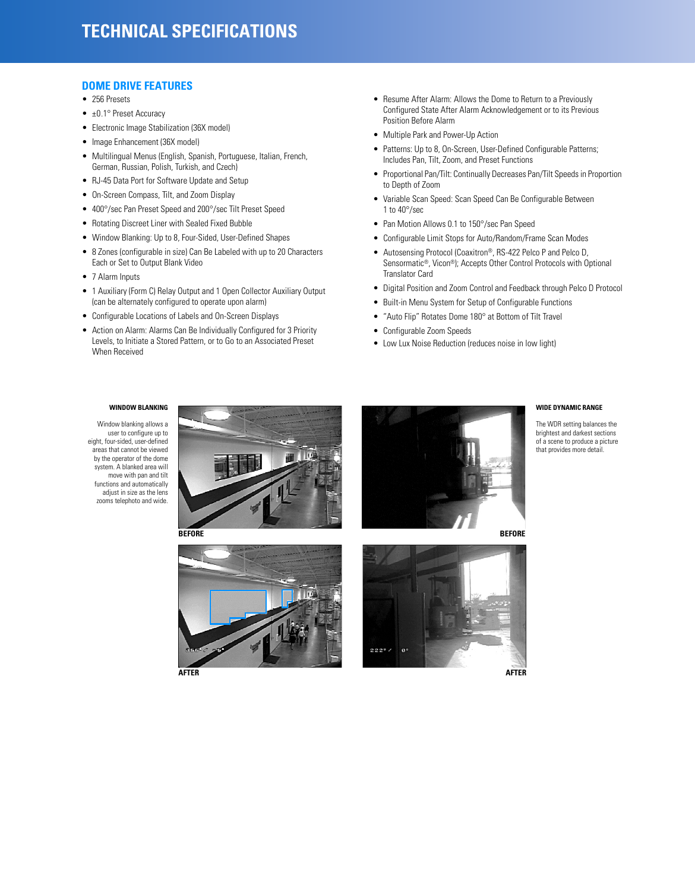# TECHNICAL SPECIFICATIONS

## DOME DRIVE FEATURES

- 256 Presets
- ±0.1° Preset Accuracy
- Electronic Image Stabilization (36X model)
- Image Enhancement (36X model)
- Multilingual Menus (English, Spanish, Portuguese, Italian, French, German, Russian, Polish, Turkish, and Czech)
- RJ-45 Data Port for Software Update and Setup
- On-Screen Compass, Tilt, and Zoom Display
- 400°/sec Pan Preset Speed and 200°/sec Tilt Preset Speed
- Rotating Discreet Liner with Sealed Fixed Bubble
- Window Blanking: Up to 8, Four-Sided, User-Defined Shapes
- 8 Zones (configurable in size) Can Be Labeled with up to 20 Characters Each or Set to Output Blank Video
- 7 Alarm Inputs
- 1 Auxiliary (Form C) Relay Output and 1 Open Collector Auxiliary Output (can be alternately configured to operate upon alarm)
- Configurable Locations of Labels and On-Screen Displays
- Action on Alarm: Alarms Can Be Individually Configured for 3 Priority Levels, to Initiate a Stored Pattern, or to Go to an Associated Preset When Received
- Resume After Alarm: Allows the Dome to Return to a Previously Configured State After Alarm Acknowledgement or to its Previous Position Before Alarm
- Multiple Park and Power-Up Action
- Patterns: Up to 8, On-Screen, User-Defined Configurable Patterns; Includes Pan, Tilt, Zoom, and Preset Functions
- Proportional Pan/Tilt: Continually Decreases Pan/Tilt Speeds in Proportion to Depth of Zoom
- Variable Scan Speed: Scan Speed Can Be Configurable Between 1 to 40°/sec
- Pan Motion Allows 0.1 to 150°/sec Pan Speed
- Configurable Limit Stops for Auto/Random/Frame Scan Modes
- Autosensing Protocol (Coaxitron®, RS-422 Pelco P and Pelco D, Sensormatic®, Vicon®); Accepts Other Control Protocols with Optional Translator Card
- Digital Position and Zoom Control and Feedback through Pelco D Protocol
- Built-in Menu System for Setup of Configurable Functions
- "Auto Flip" Rotates Dome 180° at Bottom of Tilt Travel
- Configurable Zoom Speeds
- Low Lux Noise Reduction (reduces noise in low light)

**WINDOW BLANKING**

Window blanking allows a user to configure up to eight, four-sided, user-defined areas that cannot be viewed by the operator of the dome system. A blanked area will move with pan and tilt functions and automatically adjust in size as the lens zooms telephoto and wide.

**BEFORE**

**AFTER**

**WIDE DYNAMIC RANGE**

The WDR setting balances the brightest and darkest sections of a scene to produce a picture that provides more detail.

**BEFORE**

**AFTER**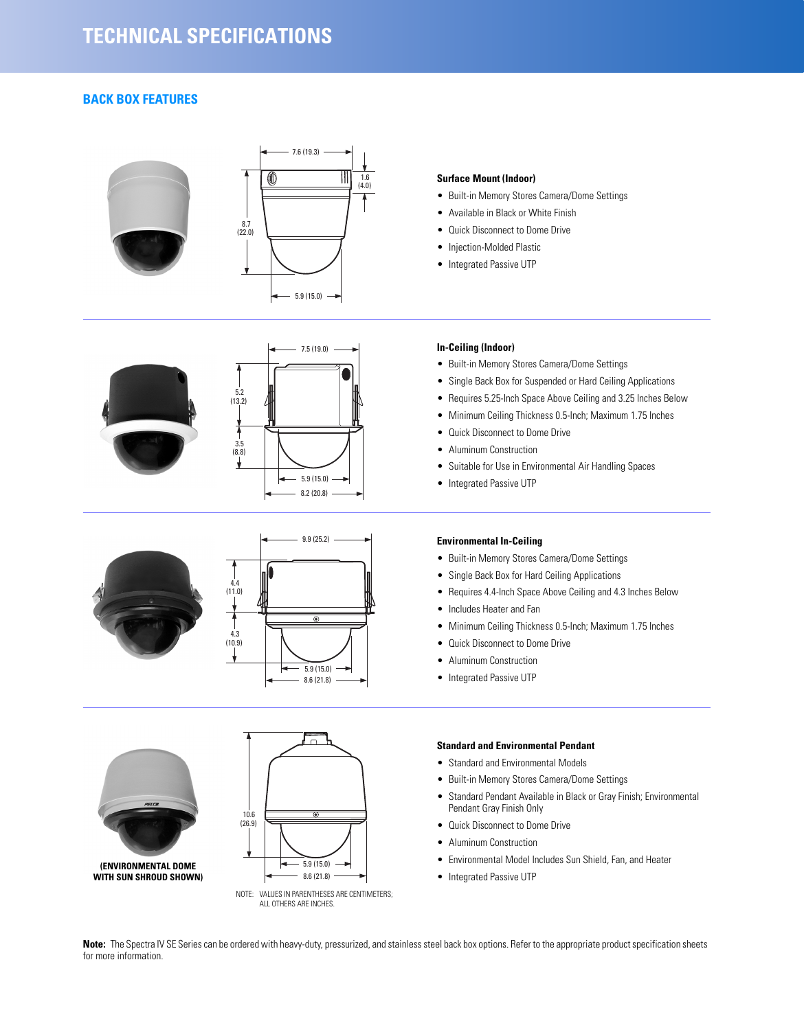# TECHNICAL SPECIFICATIONS

## BACK BOX FEATURES

**Surface Mount (Indoor)**

- Built-in Memory Stores Camera/Dome Settings
- Available in Black or White Finish
- Quick Disconnect to Dome Drive
- Injection-Molded Plastic
- Integrated Passive UTP

**In-Ceiling (Indoor)**

- Built-in Memory Stores Camera/Dome Settings
- Single Back Box for Suspended or Hard Ceiling Applications
- Requires 5.25-Inch Space Above Ceiling and 3.25 Inches Below
- Minimum Ceiling Thickness 0.5-Inch; Maximum 1.75 Inches
- Quick Disconnect to Dome Drive
- Aluminum Construction
- Suitable for Use in Environmental Air Handling Spaces
- Integrated Passive UTP

**Environmental In-Ceiling**

- Built-in Memory Stores Camera/Dome Settings
- Single Back Box for Hard Ceiling Applications
- Requires 4.4-Inch Space Above Ceiling and 4.3 Inches Below
- Includes Heater and Fan
- Minimum Ceiling Thickness 0.5-Inch; Maximum 1.75 Inches
- Quick Disconnect to Dome Drive
- Aluminum Construction
- Integrated Passive UTP

**Standard and Environmental Pendant**

- Standard and Environmental Models
- Built-in Memory Stores Camera/Dome Settings
- Standard Pendant Available in Black or Gray Finish; Environmental Pendant Gray Finish Only
- Quick Disconnect to Dome Drive
- Aluminum Construction
- Environmental Model Includes Sun Shield, Fan, and Heater
- Integrated Passive UTP

(ENVIRONMENTAL DOME WITH SUN SHROUD SHOWN)

NOTE: VALUES IN PARENTHESES ARE CENTIMETERS; ALL OTHERS ARE INCHES.

**Note:** The Spectra IV SE Series can be ordered with heavy-duty, pressurized, and stainless steel back box options. Refer to the appropriate product specification sheets for more information.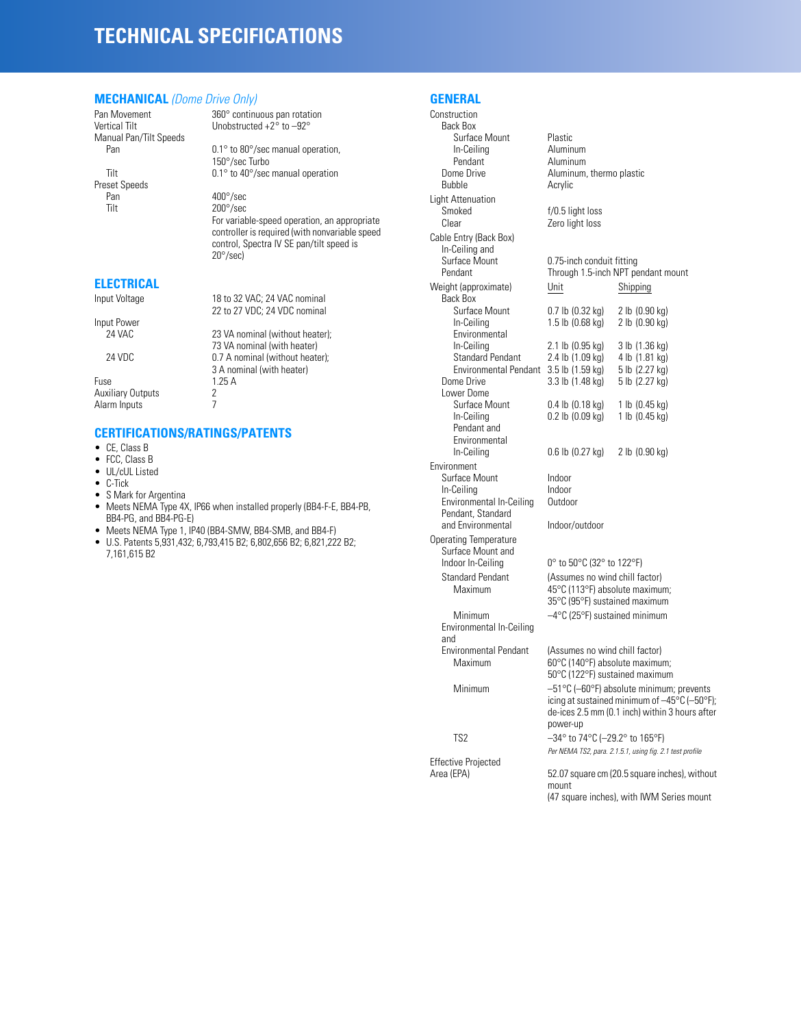# TECHNICAL SPECIFICATIONS

## MECHANICAL *(Dome Drive Only)*

| | |
|---|---|
| Pan Movement | 360° continuous pan rotation |
| Vertical Tilt | Unobstructed +2° to –92° |
| Manual Pan/Tilt Speeds | |
| Pan | 0.1° to 80°/sec manual operation, 150°/sec Turbo |
| Tilt | 0.1° to 40°/sec manual operation |
| Preset Speeds | |
| Pan | 400°/sec |
| Tilt | 200°/sec |
| | For variable-speed operation, an appropriate controller is required (with nonvariable speed control, Spectra IV SE pan/tilt speed is 20°/sec) |

## ELECTRICAL

| | |
|---|---|
| Input Voltage | 18 to 32 VAC; 24 VAC nominal<br>22 to 27 VDC; 24 VDC nominal |
| Input Power | |
| 24 VAC | 23 VA nominal (without heater); 73 VA nominal (with heater) |
| 24 VDC | 0.7 A nominal (without heater); 3 A nominal (with heater) |
| Fuse | 1.25 A |
| Auxiliary Outputs | 2 |
| Alarm Inputs | 7 |

## CERTIFICATIONS/RATINGS/PATENTS

- CE, Class B
- FCC, Class B
- UL/cUL Listed
- C-Tick
- S Mark for Argentina
- Meets NEMA Type 4X, IP66 when installed properly (BB4-F-E, BB4-PB, BB4-PG, and BB4-PG-E)
- Meets NEMA Type 1, IP40 (BB4-SMW, BB4-SMB, and BB4-F)
- U.S. Patents 5,931,432; 6,793,415 B2; 6,802,656 B2; 6,821,222 B2; 7,161,615 B2

## GENERAL

| | | |
|---|---|---|
| **Construction** | | |
| Back Box | | |
| Surface Mount | Plastic | |
| In-Ceiling | Aluminum | |
| Pendant | Aluminum | |
| Dome Drive | Aluminum, thermo plastic | |
| Bubble | Acrylic | |
| **Light Attenuation** | | |
| Smoked | f/0.5 light loss | |
| Clear | Zero light loss | |
| **Cable Entry (Back Box)** | | |
| In-Ceiling and Surface Mount | 0.75-inch conduit fitting | |
| Pendant | Through 1.5-inch NPT pendant mount | |
| **Weight (approximate)** | Unit | Shipping |
| Back Box | | |
| Surface Mount | 0.7 lb (0.32 kg) | 2 lb (0.90 kg) |
| In-Ceiling | 1.5 lb (0.68 kg) | 2 lb (0.90 kg) |
| Environmental In-Ceiling | 2.1 lb (0.95 kg) | 3 lb (1.36 kg) |
| Standard Pendant | 2.4 lb (1.09 kg) | 4 lb (1.81 kg) |
| Environmental Pendant | 3.5 lb (1.59 kg) | 5 lb (2.27 kg) |
| Dome Drive | 3.3 lb (1.48 kg) | 5 lb (2.27 kg) |
| Lower Dome | | |
| Surface Mount | 0.4 lb (0.18 kg) | 1 lb (0.45 kg) |
| In-Ceiling | 0.2 lb (0.09 kg) | 1 lb (0.45 kg) |
| Pendant and Environmental In-Ceiling | 0.6 lb (0.27 kg) | 2 lb (0.90 kg) |
| **Environment** | | |
| Surface Mount | Indoor | |
| In-Ceiling | Indoor | |
| Environmental In-Ceiling | Outdoor | |
| Pendant, Standard and Environmental | Indoor/outdoor | |
| **Operating Temperature** | | |
| Surface Mount and Indoor In-Ceiling | 0° to 50°C (32° to 122°F) | |
| Standard Pendant | (Assumes no wind chill factor) | |
| Maximum | 45°C (113°F) absolute maximum; 35°C (95°F) sustained maximum | |
| Minimum | –4°C (25°F) sustained minimum | |
| Environmental In-Ceiling and Environmental Pendant | (Assumes no wind chill factor) | |
| Maximum | 60°C (140°F) absolute maximum; 50°C (122°F) sustained maximum | |
| Minimum | –51°C (–60°F) absolute minimum; prevents icing at sustained minimum of –45°C (–50°F); de-ices 2.5 mm (0.1 inch) within 3 hours after power-up | |
| TS2 | –34° to 74°C (–29.2° to 165°F)<br>*Per NEMA TS2, para. 2.1.5.1, using fig. 2.1 test profile* | |
| **Effective Projected Area (EPA)** | 52.07 square cm (20.5 square inches), without mount<br>(47 square inches), with IWM Series mount | |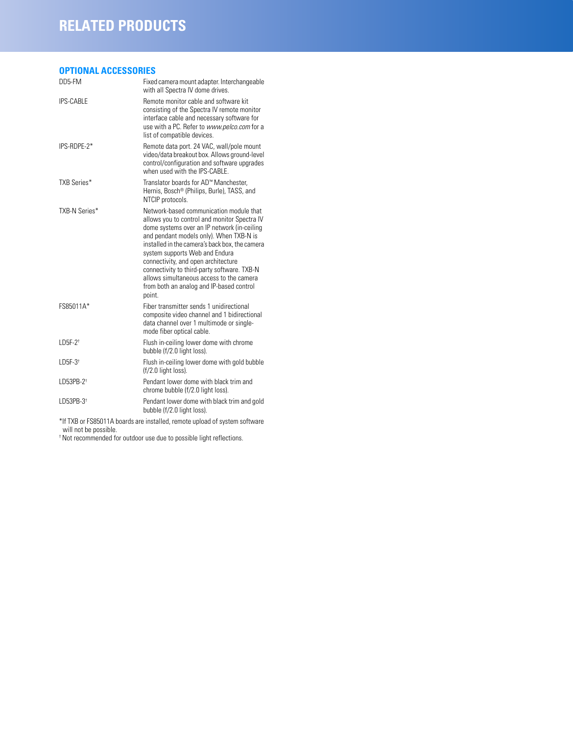# RELATED PRODUCTS

## OPTIONAL ACCESSORIES

| | |
|---|---|
| DD5-FM | Fixed camera mount adapter. Interchangeable with all Spectra IV dome drives. |
| IPS-CABLE | Remote monitor cable and software kit consisting of the Spectra IV remote monitor interface cable and necessary software for use with a PC. Refer to *www.pelco.com* for a list of compatible devices. |
| IPS-RDPE-2* | Remote data port. 24 VAC, wall/pole mount video/data breakout box. Allows ground-level control/configuration and software upgrades when used with the IPS-CABLE. |
| TXB Series* | Translator boards for AD™ Manchester, Hernis, Bosch® (Philips, Burle), TASS, and NTCIP protocols. |
| TXB-N Series* | Network-based communication module that allows you to control and monitor Spectra IV dome systems over an IP network (in-ceiling and pendant models only). When TXB-N is installed in the camera's back box, the camera system supports Web and Endura connectivity, and open architecture connectivity to third-party software. TXB-N allows simultaneous access to the camera from both an analog and IP-based control point. |
| FS85011A* | Fiber transmitter sends 1 unidirectional composite video channel and 1 bidirectional data channel over 1 multimode or single-mode fiber optical cable. |
| LD5F-2† | Flush in-ceiling lower dome with chrome bubble (f/2.0 light loss). |
| LD5F-3† | Flush in-ceiling lower dome with gold bubble (f/2.0 light loss). |
| LD53PB-2† | Pendant lower dome with black trim and chrome bubble (f/2.0 light loss). |
| LD53PB-3† | Pendant lower dome with black trim and gold bubble (f/2.0 light loss). |

*If TXB or FS85011A boards are installed, remote upload of system software will not be possible.

† Not recommended for outdoor use due to possible light reflections.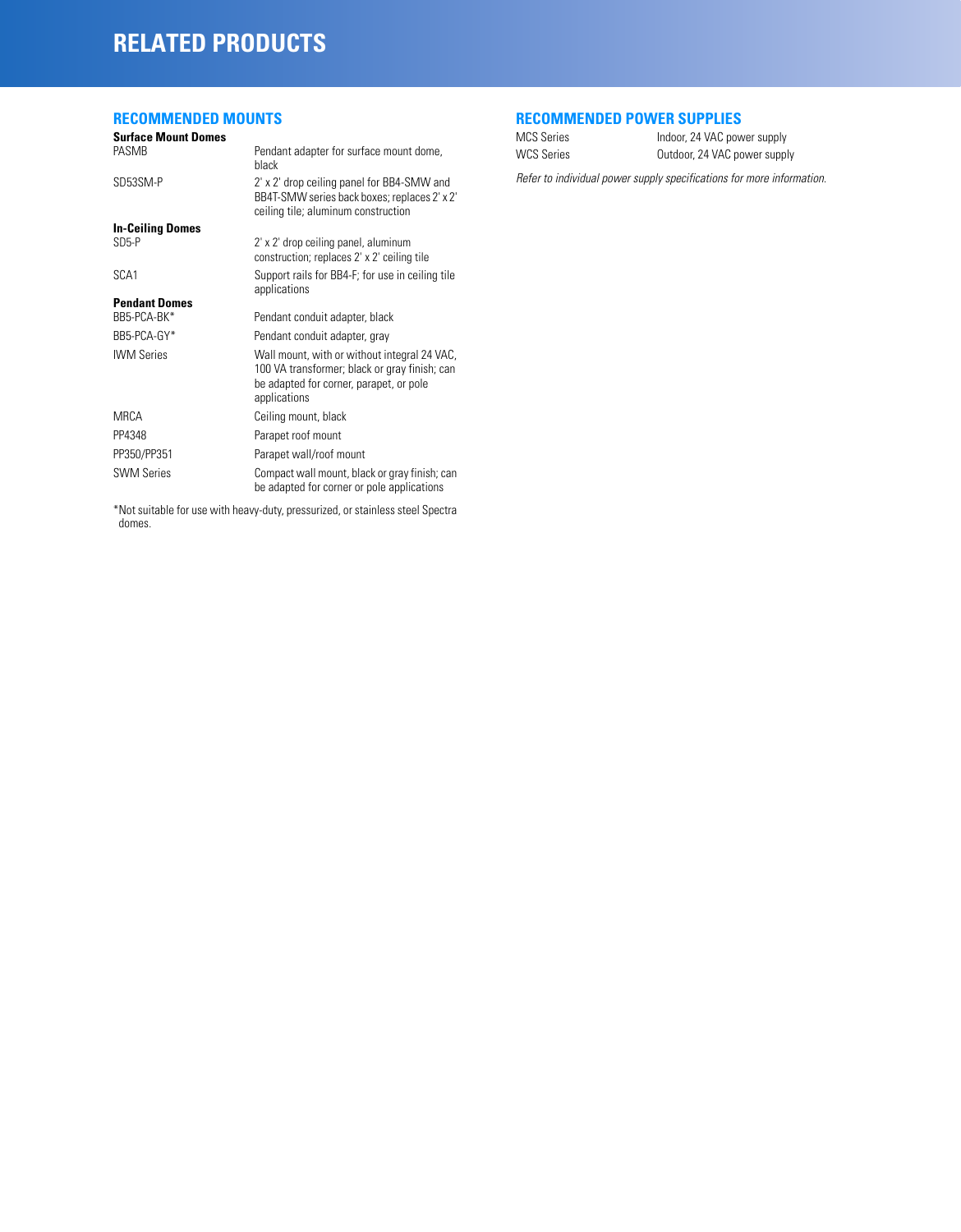# RELATED PRODUCTS

## RECOMMENDED MOUNTS

**Surface Mount Domes**

| | |
|---|---|
| PASMB | Pendant adapter for surface mount dome, black |
| SD53SM-P | 2' x 2' drop ceiling panel for BB4-SMW and BB4T-SMW series back boxes; replaces 2' x 2' ceiling tile; aluminum construction |

**In-Ceiling Domes**

| | |
|---|---|
| SD5-P | 2' x 2' drop ceiling panel, aluminum construction; replaces 2' x 2' ceiling tile |
| SCA1 | Support rails for BB4-F; for use in ceiling tile applications |

**Pendant Domes**

| | |
|---|---|
| BB5-PCA-BK* | Pendant conduit adapter, black |
| BB5-PCA-GY* | Pendant conduit adapter, gray |
| IWM Series | Wall mount, with or without integral 24 VAC, 100 VA transformer; black or gray finish; can be adapted for corner, parapet, or pole applications |
| MRCA | Ceiling mount, black |
| PP4348 | Parapet roof mount |
| PP350/PP351 | Parapet wall/roof mount |
| SWM Series | Compact wall mount, black or gray finish; can be adapted for corner or pole applications |

*Not suitable for use with heavy-duty, pressurized, or stainless steel Spectra domes.

## RECOMMENDED POWER SUPPLIES

| | |
|---|---|
| MCS Series | Indoor, 24 VAC power supply |
| WCS Series | Outdoor, 24 VAC power supply |

*Refer to individual power supply specifications for more information.*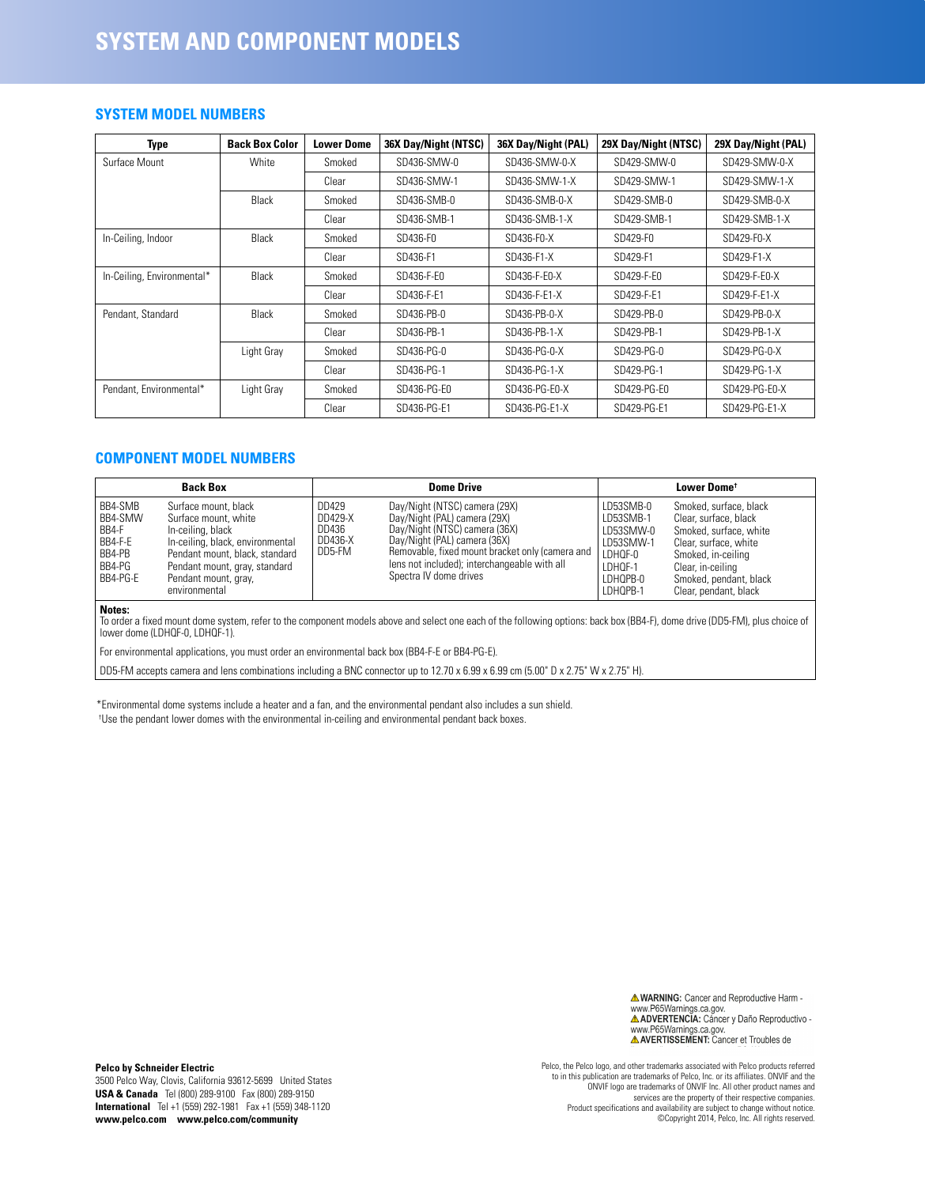# SYSTEM AND COMPONENT MODELS

## SYSTEM MODEL NUMBERS

| Type | Back Box Color | Lower Dome | 36X Day/Night (NTSC) | 36X Day/Night (PAL) | 29X Day/Night (NTSC) | 29X Day/Night (PAL) |
|---|---|---|---|---|---|---|
| Surface Mount | White | Smoked | SD436-SMW-0 | SD436-SMW-0-X | SD429-SMW-0 | SD429-SMW-0-X |
| | | Clear | SD436-SMW-1 | SD436-SMW-1-X | SD429-SMW-1 | SD429-SMW-1-X |
| | Black | Smoked | SD436-SMB-0 | SD436-SMB-0-X | SD429-SMB-0 | SD429-SMB-0-X |
| | | Clear | SD436-SMB-1 | SD436-SMB-1-X | SD429-SMB-1 | SD429-SMB-1-X |
| In-Ceiling, Indoor | Black | Smoked | SD436-F0 | SD436-F0-X | SD429-F0 | SD429-F0-X |
| | | Clear | SD436-F1 | SD436-F1-X | SD429-F1 | SD429-F1-X |
| In-Ceiling, Environmental* | Black | Smoked | SD436-F-E0 | SD436-F-E0-X | SD429-F-E0 | SD429-F-E0-X |
| | | Clear | SD436-F-E1 | SD436-F-E1-X | SD429-F-E1 | SD429-F-E1-X |
| Pendant, Standard | Black | Smoked | SD436-PB-0 | SD436-PB-0-X | SD429-PB-0 | SD429-PB-0-X |
| | | Clear | SD436-PB-1 | SD436-PB-1-X | SD429-PB-1 | SD429-PB-1-X |
| | Light Gray | Smoked | SD436-PG-0 | SD436-PG-0-X | SD429-PG-0 | SD429-PG-0-X |
| | | Clear | SD436-PG-1 | SD436-PG-1-X | SD429-PG-1 | SD429-PG-1-X |
| Pendant, Environmental* | Light Gray | Smoked | SD436-PG-E0 | SD436-PG-E0-X | SD429-PG-E0 | SD429-PG-E0-X |
| | | Clear | SD436-PG-E1 | SD436-PG-E1-X | SD429-PG-E1 | SD429-PG-E1-X |

## COMPONENT MODEL NUMBERS

| Back Box | | Dome Drive | | Lower Dome† | |
|---|---|---|---|---|---|
| BB4-SMB | Surface mount, black | DD429 | Day/Night (NTSC) camera (29X) | LD53SMB-0 | Smoked, surface, black |
| BB4-SMW | Surface mount, white | DD429-X | Day/Night (PAL) camera (29X) | LD53SMB-1 | Clear, surface, black |
| BB4-F | In-ceiling, black | DD436 | Day/Night (NTSC) camera (36X) | LD53SMW-0 | Smoked, surface, white |
| BB4-F-E | In-ceiling, black, environmental | DD436-X | Day/Night (PAL) camera (36X) | LD53SMW-1 | Clear, surface, white |
| BB4-PB | Pendant mount, black, standard | DD5-FM | Removable, fixed mount bracket only (camera and lens not included); interchangeable with all Spectra IV dome drives | LDHQF-0 | Smoked, in-ceiling |
| BB4-PG | Pendant mount, gray, standard | | | LDHQF-1 | Clear, in-ceiling |
| BB4-PG-E | Pendant mount, gray, environmental | | | LDHQPB-0 | Smoked, pendant, black |
| | | | | LDHQPB-1 | Clear, pendant, black |

**Notes:**

To order a fixed mount dome system, refer to the component models above and select one each of the following options: back box (BB4-F), dome drive (DD5-FM), plus choice of lower dome (LDHQF-0, LDHQF-1).

For environmental applications, you must order an environmental back box (BB4-F-E or BB4-PG-E).

DD5-FM accepts camera and lens combinations including a BNC connector up to 12.70 x 6.99 x 6.99 cm (5.00" D x 2.75" W x 2.75" H).

*Environmental dome systems include a heater and a fan, and the environmental pendant also includes a sun shield.

†Use the pendant lower domes with the environmental in-ceiling and environmental pendant back boxes.

⚠ **WARNING:** Cancer and Reproductive Harm - www.P65Warnings.ca.gov.
⚠ **ADVERTENCIA:** Cáncer y Daño Reproductivo - www.P65Warnings.ca.gov.
⚠ **AVERTISSEMENT:** Cancer et Troubles de

**Pelco by Schneider Electric**
3500 Pelco Way, Clovis, California 93612-5699 United States
**USA & Canada** Tel (800) 289-9100 Fax (800) 289-9150
**International** Tel +1 (559) 292-1981 Fax +1 (559) 348-1120
**www.pelco.com www.pelco.com/community**

Pelco, the Pelco logo, and other trademarks associated with Pelco products referred to in this publication are trademarks of Pelco, Inc. or its affiliates. ONVIF and the ONVIF logo are trademarks of ONVIF Inc. All other product names and services are the property of their respective companies.
Product specifications and availability are subject to change without notice.
©Copyright 2014, Pelco, Inc. All rights reserved.